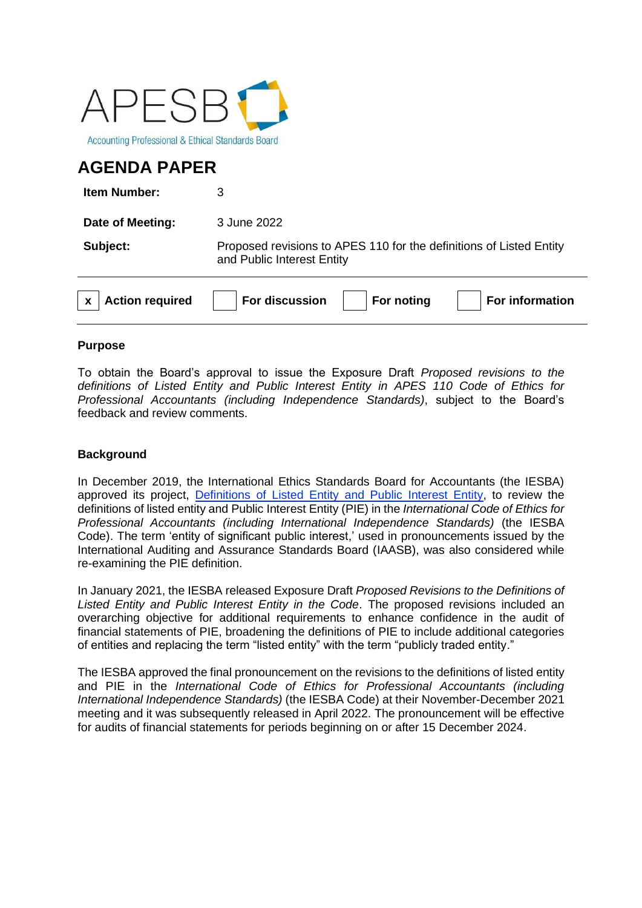APESB

Accounting Professional & Ethical Standards Board

# AGENDA PAPER

| | |
|---|---|
| **Item Number:** | 3 |
| **Date of Meeting:** | 3 June 2022 |
| **Subject:** | Proposed revisions to APES 110 for the definitions of Listed Entity and Public Interest Entity |

| | | | | | | | |
|---|---|---|---|---|---|---|---|
| x | **Action required** | | **For discussion** | | **For noting** | | **For information** |

## Purpose

To obtain the Board's approval to issue the Exposure Draft *Proposed revisions to the definitions of Listed Entity and Public Interest Entity in APES 110 Code of Ethics for Professional Accountants (including Independence Standards)*, subject to the Board's feedback and review comments.

## Background

In December 2019, the International Ethics Standards Board for Accountants (the IESBA) approved its project, Definitions of Listed Entity and Public Interest Entity, to review the definitions of listed entity and Public Interest Entity (PIE) in the *International Code of Ethics for Professional Accountants (including International Independence Standards)* (the IESBA Code). The term 'entity of significant public interest,' used in pronouncements issued by the International Auditing and Assurance Standards Board (IAASB), was also considered while re-examining the PIE definition.

In January 2021, the IESBA released Exposure Draft *Proposed Revisions to the Definitions of Listed Entity and Public Interest Entity in the Code*. The proposed revisions included an overarching objective for additional requirements to enhance confidence in the audit of financial statements of PIE, broadening the definitions of PIE to include additional categories of entities and replacing the term "listed entity" with the term "publicly traded entity."

The IESBA approved the final pronouncement on the revisions to the definitions of listed entity and PIE in the *International Code of Ethics for Professional Accountants (including International Independence Standards)* (the IESBA Code) at their November-December 2021 meeting and it was subsequently released in April 2022. The pronouncement will be effective for audits of financial statements for periods beginning on or after 15 December 2024.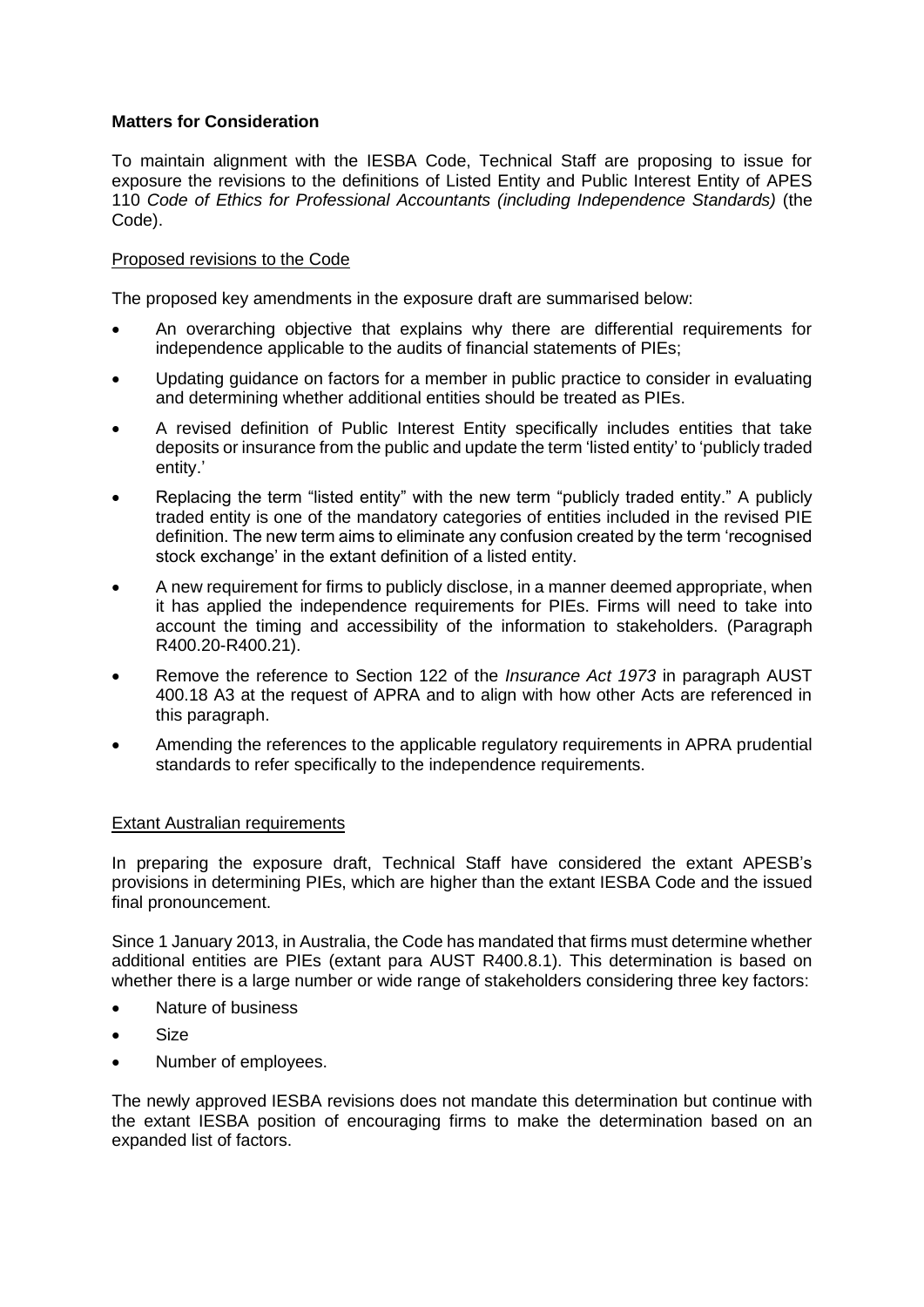**Matters for Consideration**

To maintain alignment with the IESBA Code, Technical Staff are proposing to issue for exposure the revisions to the definitions of Listed Entity and Public Interest Entity of APES 110 *Code of Ethics for Professional Accountants (including Independence Standards)* (the Code).

Proposed revisions to the Code

The proposed key amendments in the exposure draft are summarised below:

- An overarching objective that explains why there are differential requirements for independence applicable to the audits of financial statements of PIEs;
- Updating guidance on factors for a member in public practice to consider in evaluating and determining whether additional entities should be treated as PIEs.
- A revised definition of Public Interest Entity specifically includes entities that take deposits or insurance from the public and update the term 'listed entity' to 'publicly traded entity.'
- Replacing the term "listed entity" with the new term "publicly traded entity." A publicly traded entity is one of the mandatory categories of entities included in the revised PIE definition. The new term aims to eliminate any confusion created by the term 'recognised stock exchange' in the extant definition of a listed entity.
- A new requirement for firms to publicly disclose, in a manner deemed appropriate, when it has applied the independence requirements for PIEs. Firms will need to take into account the timing and accessibility of the information to stakeholders. (Paragraph R400.20-R400.21).
- Remove the reference to Section 122 of the *Insurance Act 1973* in paragraph AUST 400.18 A3 at the request of APRA and to align with how other Acts are referenced in this paragraph.
- Amending the references to the applicable regulatory requirements in APRA prudential standards to refer specifically to the independence requirements.

Extant Australian requirements

In preparing the exposure draft, Technical Staff have considered the extant APESB's provisions in determining PIEs, which are higher than the extant IESBA Code and the issued final pronouncement.

Since 1 January 2013, in Australia, the Code has mandated that firms must determine whether additional entities are PIEs (extant para AUST R400.8.1). This determination is based on whether there is a large number or wide range of stakeholders considering three key factors:

- Nature of business
- Size
- Number of employees.

The newly approved IESBA revisions does not mandate this determination but continue with the extant IESBA position of encouraging firms to make the determination based on an expanded list of factors.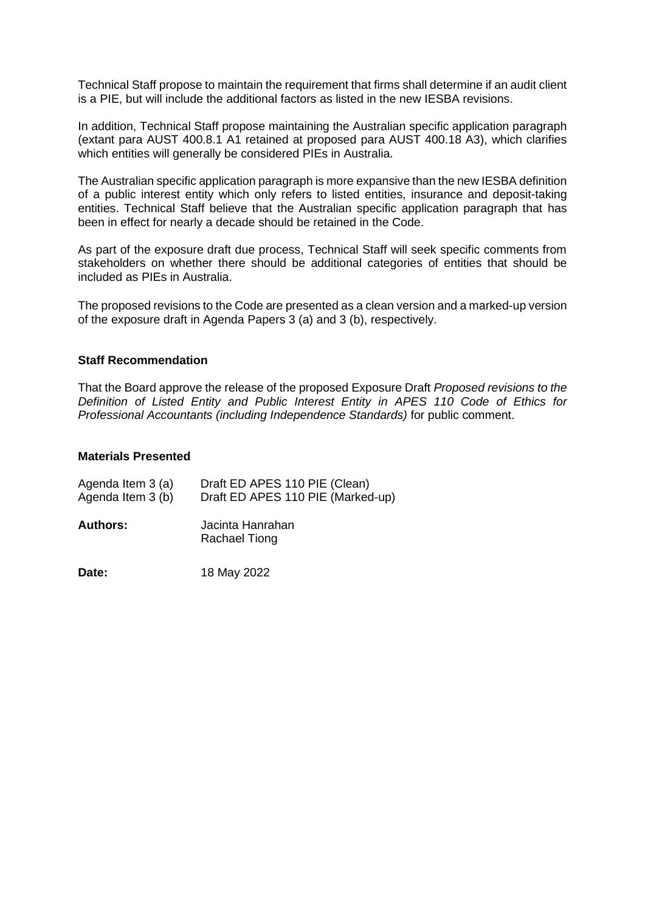Technical Staff propose to maintain the requirement that firms shall determine if an audit client is a PIE, but will include the additional factors as listed in the new IESBA revisions.

In addition, Technical Staff propose maintaining the Australian specific application paragraph (extant para AUST 400.8.1 A1 retained at proposed para AUST 400.18 A3), which clarifies which entities will generally be considered PIEs in Australia.

The Australian specific application paragraph is more expansive than the new IESBA definition of a public interest entity which only refers to listed entities, insurance and deposit-taking entities. Technical Staff believe that the Australian specific application paragraph that has been in effect for nearly a decade should be retained in the Code.

As part of the exposure draft due process, Technical Staff will seek specific comments from stakeholders on whether there should be additional categories of entities that should be included as PIEs in Australia.

The proposed revisions to the Code are presented as a clean version and a marked-up version of the exposure draft in Agenda Papers 3 (a) and 3 (b), respectively.

**Staff Recommendation**

That the Board approve the release of the proposed Exposure Draft *Proposed revisions to the Definition of Listed Entity and Public Interest Entity in APES 110 Code of Ethics for Professional Accountants (including Independence Standards)* for public comment.

**Materials Presented**

| | |
|---|---|
| Agenda Item 3 (a) | Draft ED APES 110 PIE (Clean) |
| Agenda Item 3 (b) | Draft ED APES 110 PIE (Marked-up) |

**Authors:** Jacinta Hanrahan
Rachael Tiong

**Date:** 18 May 2022